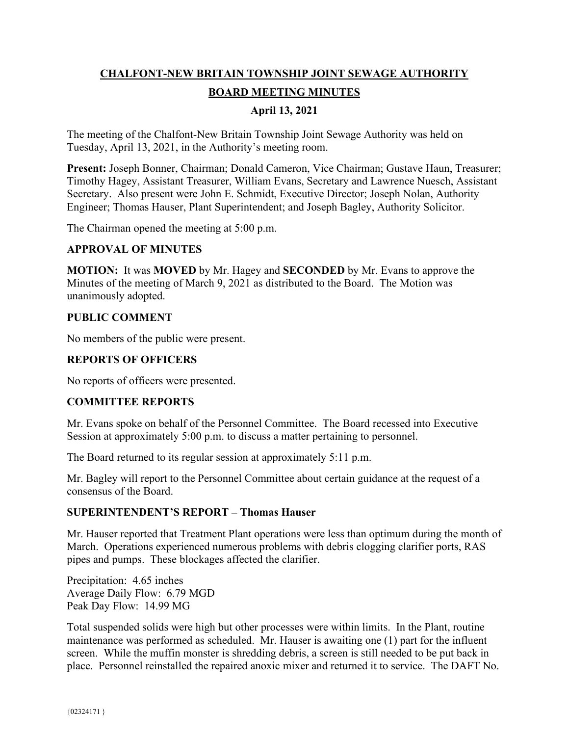# CHALFONT-NEW BRITAIN TOWNSHIP JOINT SEWAGE AUTHORITY

## BOARD MEETING MINUTES

### April 13, 2021

The meeting of the Chalfont-New Britain Township Joint Sewage Authority was held on Tuesday, April 13, 2021, in the Authority's meeting room.

**Present:** Joseph Bonner, Chairman; Donald Cameron, Vice Chairman; Gustave Haun, Treasurer; Timothy Hagey, Assistant Treasurer, William Evans, Secretary and Lawrence Nuesch, Assistant Secretary. Also present were John E. Schmidt, Executive Director; Joseph Nolan, Authority Engineer; Thomas Hauser, Plant Superintendent; and Joseph Bagley, Authority Solicitor.

The Chairman opened the meeting at 5:00 p.m.

### APPROVAL OF MINUTES

**MOTION:** It was **MOVED** by Mr. Hagey and **SECONDED** by Mr. Evans to approve the Minutes of the meeting of March 9, 2021 as distributed to the Board. The Motion was unanimously adopted.

### PUBLIC COMMENT

No members of the public were present.

### REPORTS OF OFFICERS

No reports of officers were presented.

### COMMITTEE REPORTS

Mr. Evans spoke on behalf of the Personnel Committee. The Board recessed into Executive Session at approximately 5:00 p.m. to discuss a matter pertaining to personnel.

The Board returned to its regular session at approximately 5:11 p.m.

Mr. Bagley will report to the Personnel Committee about certain guidance at the request of a consensus of the Board.

### SUPERINTENDENT'S REPORT – Thomas Hauser

Mr. Hauser reported that Treatment Plant operations were less than optimum during the month of March. Operations experienced numerous problems with debris clogging clarifier ports, RAS pipes and pumps. These blockages affected the clarifier.

Precipitation: 4.65 inches
Average Daily Flow: 6.79 MGD
Peak Day Flow: 14.99 MG

Total suspended solids were high but other processes were within limits. In the Plant, routine maintenance was performed as scheduled. Mr. Hauser is awaiting one (1) part for the influent screen. While the muffin monster is shredding debris, a screen is still needed to be put back in place. Personnel reinstalled the repaired anoxic mixer and returned it to service. The DAFT No.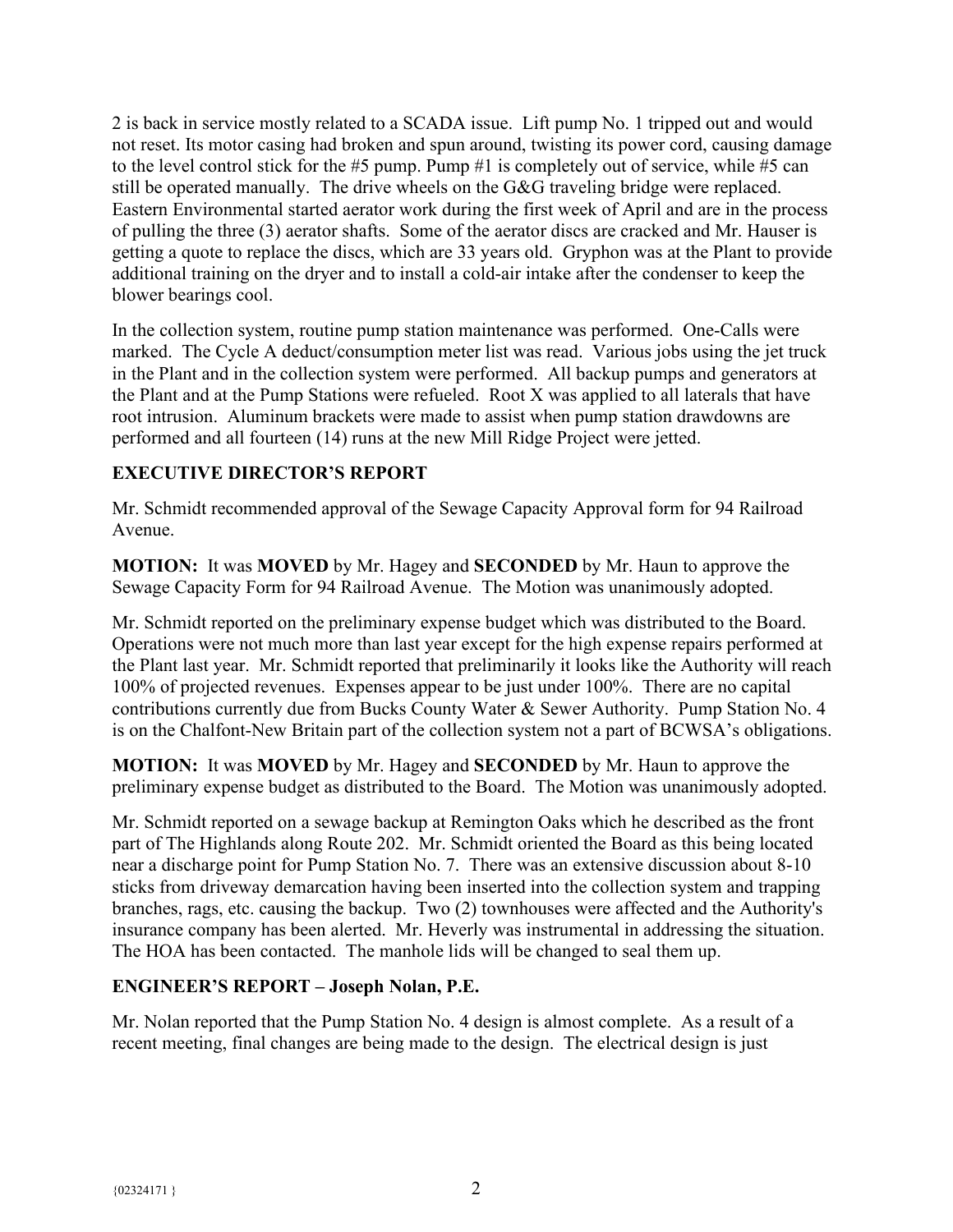2 is back in service mostly related to a SCADA issue. Lift pump No. 1 tripped out and would not reset. Its motor casing had broken and spun around, twisting its power cord, causing damage to the level control stick for the #5 pump. Pump #1 is completely out of service, while #5 can still be operated manually. The drive wheels on the G&G traveling bridge were replaced. Eastern Environmental started aerator work during the first week of April and are in the process of pulling the three (3) aerator shafts. Some of the aerator discs are cracked and Mr. Hauser is getting a quote to replace the discs, which are 33 years old. Gryphon was at the Plant to provide additional training on the dryer and to install a cold-air intake after the condenser to keep the blower bearings cool.

In the collection system, routine pump station maintenance was performed. One-Calls were marked. The Cycle A deduct/consumption meter list was read. Various jobs using the jet truck in the Plant and in the collection system were performed. All backup pumps and generators at the Plant and at the Pump Stations were refueled. Root X was applied to all laterals that have root intrusion. Aluminum brackets were made to assist when pump station drawdowns are performed and all fourteen (14) runs at the new Mill Ridge Project were jetted.

## EXECUTIVE DIRECTOR'S REPORT

Mr. Schmidt recommended approval of the Sewage Capacity Approval form for 94 Railroad Avenue.

**MOTION:** It was **MOVED** by Mr. Hagey and **SECONDED** by Mr. Haun to approve the Sewage Capacity Form for 94 Railroad Avenue. The Motion was unanimously adopted.

Mr. Schmidt reported on the preliminary expense budget which was distributed to the Board. Operations were not much more than last year except for the high expense repairs performed at the Plant last year. Mr. Schmidt reported that preliminarily it looks like the Authority will reach 100% of projected revenues. Expenses appear to be just under 100%. There are no capital contributions currently due from Bucks County Water & Sewer Authority. Pump Station No. 4 is on the Chalfont-New Britain part of the collection system not a part of BCWSA's obligations.

**MOTION:** It was **MOVED** by Mr. Hagey and **SECONDED** by Mr. Haun to approve the preliminary expense budget as distributed to the Board. The Motion was unanimously adopted.

Mr. Schmidt reported on a sewage backup at Remington Oaks which he described as the front part of The Highlands along Route 202. Mr. Schmidt oriented the Board as this being located near a discharge point for Pump Station No. 7. There was an extensive discussion about 8-10 sticks from driveway demarcation having been inserted into the collection system and trapping branches, rags, etc. causing the backup. Two (2) townhouses were affected and the Authority's insurance company has been alerted. Mr. Heverly was instrumental in addressing the situation. The HOA has been contacted. The manhole lids will be changed to seal them up.

## ENGINEER'S REPORT – Joseph Nolan, P.E.

Mr. Nolan reported that the Pump Station No. 4 design is almost complete. As a result of a recent meeting, final changes are being made to the design. The electrical design is just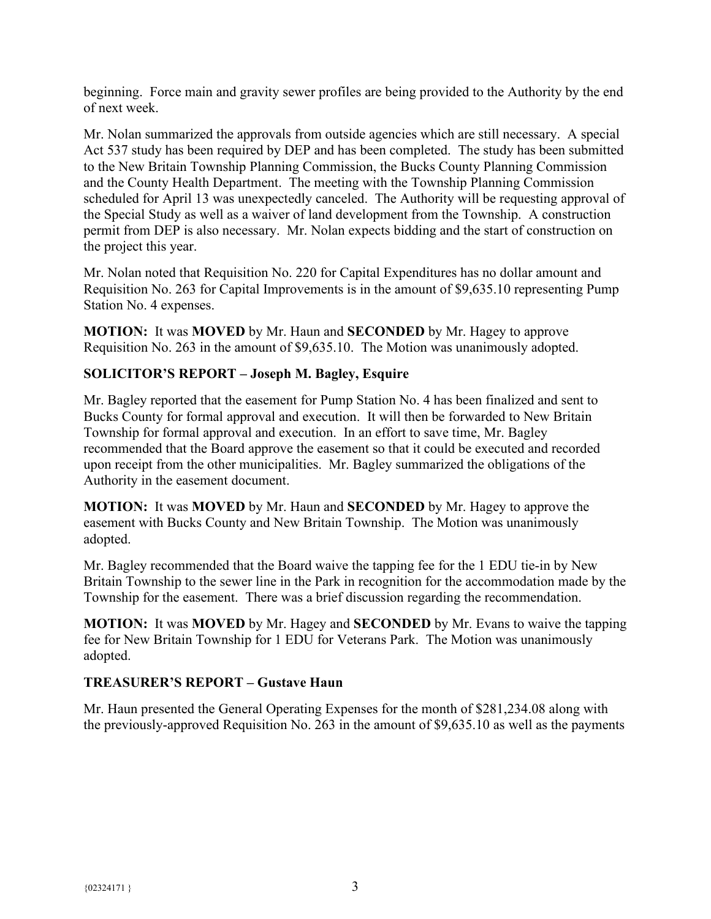beginning. Force main and gravity sewer profiles are being provided to the Authority by the end of next week.

Mr. Nolan summarized the approvals from outside agencies which are still necessary. A special Act 537 study has been required by DEP and has been completed. The study has been submitted to the New Britain Township Planning Commission, the Bucks County Planning Commission and the County Health Department. The meeting with the Township Planning Commission scheduled for April 13 was unexpectedly canceled. The Authority will be requesting approval of the Special Study as well as a waiver of land development from the Township. A construction permit from DEP is also necessary. Mr. Nolan expects bidding and the start of construction on the project this year.

Mr. Nolan noted that Requisition No. 220 for Capital Expenditures has no dollar amount and Requisition No. 263 for Capital Improvements is in the amount of $9,635.10 representing Pump Station No. 4 expenses.

**MOTION:** It was **MOVED** by Mr. Haun and **SECONDED** by Mr. Hagey to approve Requisition No. 263 in the amount of $9,635.10. The Motion was unanimously adopted.

## SOLICITOR'S REPORT – Joseph M. Bagley, Esquire

Mr. Bagley reported that the easement for Pump Station No. 4 has been finalized and sent to Bucks County for formal approval and execution. It will then be forwarded to New Britain Township for formal approval and execution. In an effort to save time, Mr. Bagley recommended that the Board approve the easement so that it could be executed and recorded upon receipt from the other municipalities. Mr. Bagley summarized the obligations of the Authority in the easement document.

**MOTION:** It was **MOVED** by Mr. Haun and **SECONDED** by Mr. Hagey to approve the easement with Bucks County and New Britain Township. The Motion was unanimously adopted.

Mr. Bagley recommended that the Board waive the tapping fee for the 1 EDU tie-in by New Britain Township to the sewer line in the Park in recognition for the accommodation made by the Township for the easement. There was a brief discussion regarding the recommendation.

**MOTION:** It was **MOVED** by Mr. Hagey and **SECONDED** by Mr. Evans to waive the tapping fee for New Britain Township for 1 EDU for Veterans Park. The Motion was unanimously adopted.

## TREASURER'S REPORT – Gustave Haun

Mr. Haun presented the General Operating Expenses for the month of $281,234.08 along with the previously-approved Requisition No. 263 in the amount of $9,635.10 as well as the payments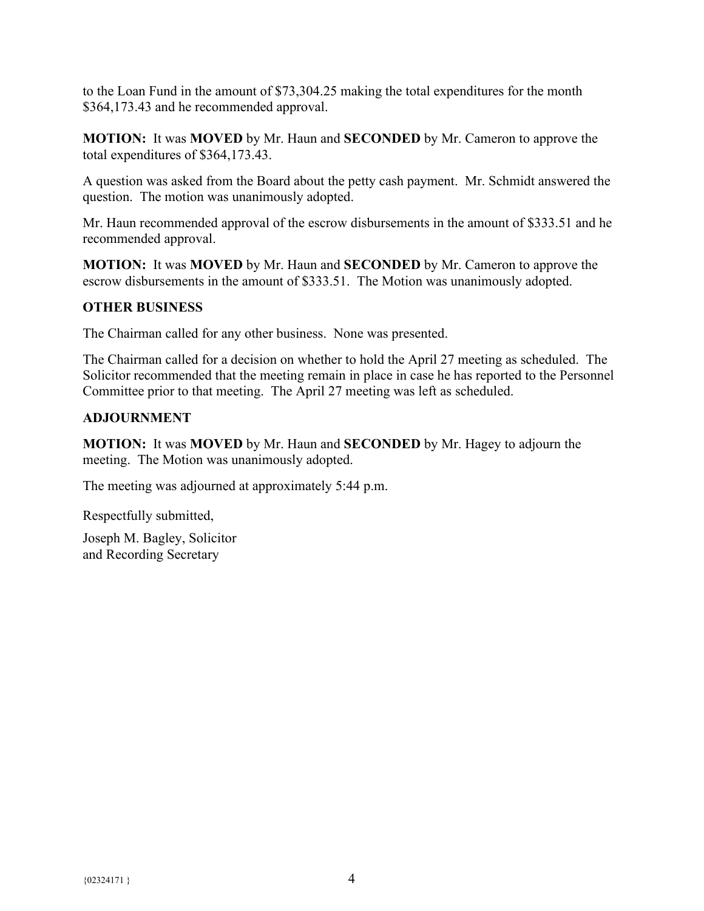to the Loan Fund in the amount of $73,304.25 making the total expenditures for the month $364,173.43 and he recommended approval.

**MOTION:** It was **MOVED** by Mr. Haun and **SECONDED** by Mr. Cameron to approve the total expenditures of $364,173.43.

A question was asked from the Board about the petty cash payment. Mr. Schmidt answered the question. The motion was unanimously adopted.

Mr. Haun recommended approval of the escrow disbursements in the amount of $333.51 and he recommended approval.

**MOTION:** It was **MOVED** by Mr. Haun and **SECONDED** by Mr. Cameron to approve the escrow disbursements in the amount of $333.51. The Motion was unanimously adopted.

**OTHER BUSINESS**

The Chairman called for any other business. None was presented.

The Chairman called for a decision on whether to hold the April 27 meeting as scheduled. The Solicitor recommended that the meeting remain in place in case he has reported to the Personnel Committee prior to that meeting. The April 27 meeting was left as scheduled.

**ADJOURNMENT**

**MOTION:** It was **MOVED** by Mr. Haun and **SECONDED** by Mr. Hagey to adjourn the meeting. The Motion was unanimously adopted.

The meeting was adjourned at approximately 5:44 p.m.

Respectfully submitted,

Joseph M. Bagley, Solicitor
and Recording Secretary

{02324171 }